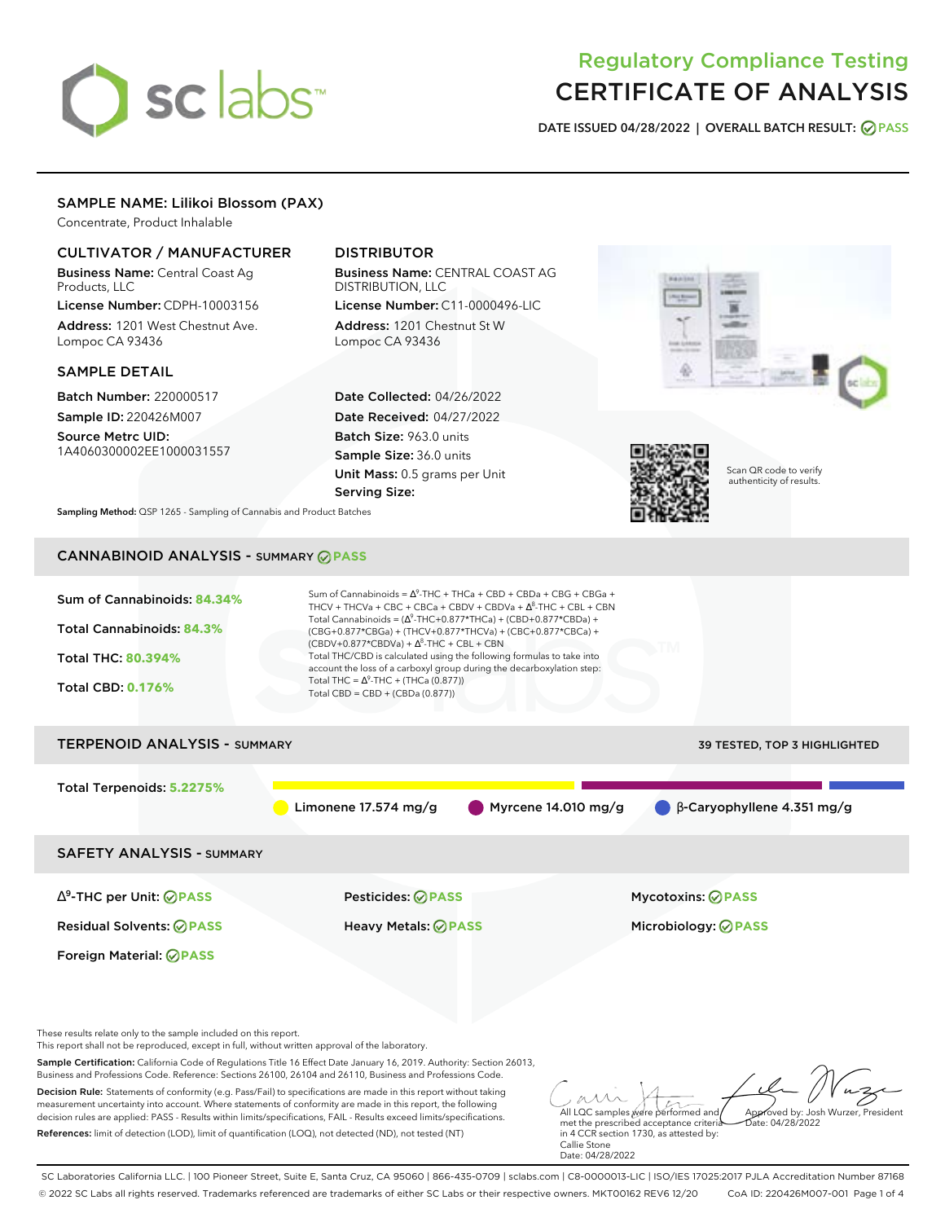# Regulatory Compliance Testing
# CERTIFICATE OF ANALYSIS

**DATE ISSUED 04/28/2022 | OVERALL BATCH RESULT: PASS**

## SAMPLE NAME: Lilikoi Blossom (PAX)

Concentrate, Product Inhalable

### CULTIVATOR / MANUFACTURER

**Business Name:** Central Coast Ag Products, LLC

**License Number:** CDPH-10003156

**Address:** 1201 West Chestnut Ave. Lompoc CA 93436

### DISTRIBUTOR

**Business Name:** CENTRAL COAST AG DISTRIBUTION, LLC

**License Number:** C11-0000496-LIC

**Address:** 1201 Chestnut St W Lompoc CA 93436

### SAMPLE DETAIL

**Batch Number:** 220000517

**Sample ID:** 220426M007

**Source Metrc UID:** 1A4060300002EE1000031557

**Date Collected:** 04/26/2022

**Date Received:** 04/27/2022

**Batch Size:** 963.0 units

**Sample Size:** 36.0 units

**Unit Mass:** 0.5 grams per Unit

**Serving Size:**

Scan QR code to verify authenticity of results.

**Sampling Method:** QSP 1265 - Sampling of Cannabis and Product Batches

## CANNABINOID ANALYSIS - SUMMARY PASS

**Sum of Cannabinoids:** 84.34%

**Total Cannabinoids:** 84.3%

**Total THC:** 80.394%

**Total CBD:** 0.176%

Sum of Cannabinoids = $\Delta^9$-THC + THCa + CBD + CBDa + CBG + CBGa + THCV + THCVa + CBC + CBCa + CBDV + CBDVa + $\Delta^8$-THC + CBL + CBN

Total Cannabinoids = ($\Delta^9$-THC+0.877*THCa) + (CBD+0.877*CBDa) + (CBG+0.877*CBGa) + (THCV+0.877*THCVa) + (CBC+0.877*CBCa) + (CBDV+0.877*CBDVa) + $\Delta^8$-THC + CBL + CBN

Total THC/CBD is calculated using the following formulas to take into account the loss of a carboxyl group during the decarboxylation step:

Total THC = $\Delta^9$-THC + (THCa (0.877))

Total CBD = CBD + (CBDa (0.877))

## TERPENOID ANALYSIS - SUMMARY

39 TESTED, TOP 3 HIGHLIGHTED

**Total Terpenoids:** 5.2275%

Limonene 17.574 mg/g | Myrcene 14.010 mg/g | β-Caryophyllene 4.351 mg/g

## SAFETY ANALYSIS - SUMMARY

| | | |
|---|---|---|
| $\Delta^9$-THC per Unit: PASS | Pesticides: PASS | Mycotoxins: PASS |
| Residual Solvents: PASS | Heavy Metals: PASS | Microbiology: PASS |
| Foreign Material: PASS | | |

These results relate only to the sample included on this report.
This report shall not be reproduced, except in full, without written approval of the laboratory.

**Sample Certification:** California Code of Regulations Title 16 Effect Date January 16, 2019. Authority: Section 26013, Business and Professions Code. Reference: Sections 26100, 26104 and 26110, Business and Professions Code.

**Decision Rule:** Statements of conformity (e.g. Pass/Fail) to specifications are made in this report without taking measurement uncertainty into account. Where statements of conformity are made in this report, the following decision rules are applied: PASS - Results within limits/specifications, FAIL - Results exceed limits/specifications.

**References:** limit of detection (LOD), limit of quantification (LOQ), not detected (ND), not tested (NT)

All LQC samples were performed and met the prescribed acceptance criteria in 4 CCR section 1730, as attested by: Callie Stone Date: 04/28/2022

Approved by: Josh Wurzer, President Date: 04/28/2022

SC Laboratories California LLC. | 100 Pioneer Street, Suite E, Santa Cruz, CA 95060 | 866-435-0709 | sclabs.com | C8-0000013-LIC | ISO/IES 17025:2017 PJLA Accreditation Number 87168
© 2022 SC Labs all rights reserved. Trademarks referenced are trademarks of either SC Labs or their respective owners. MKT00162 REV6 12/20 CoA ID: 220426M007-001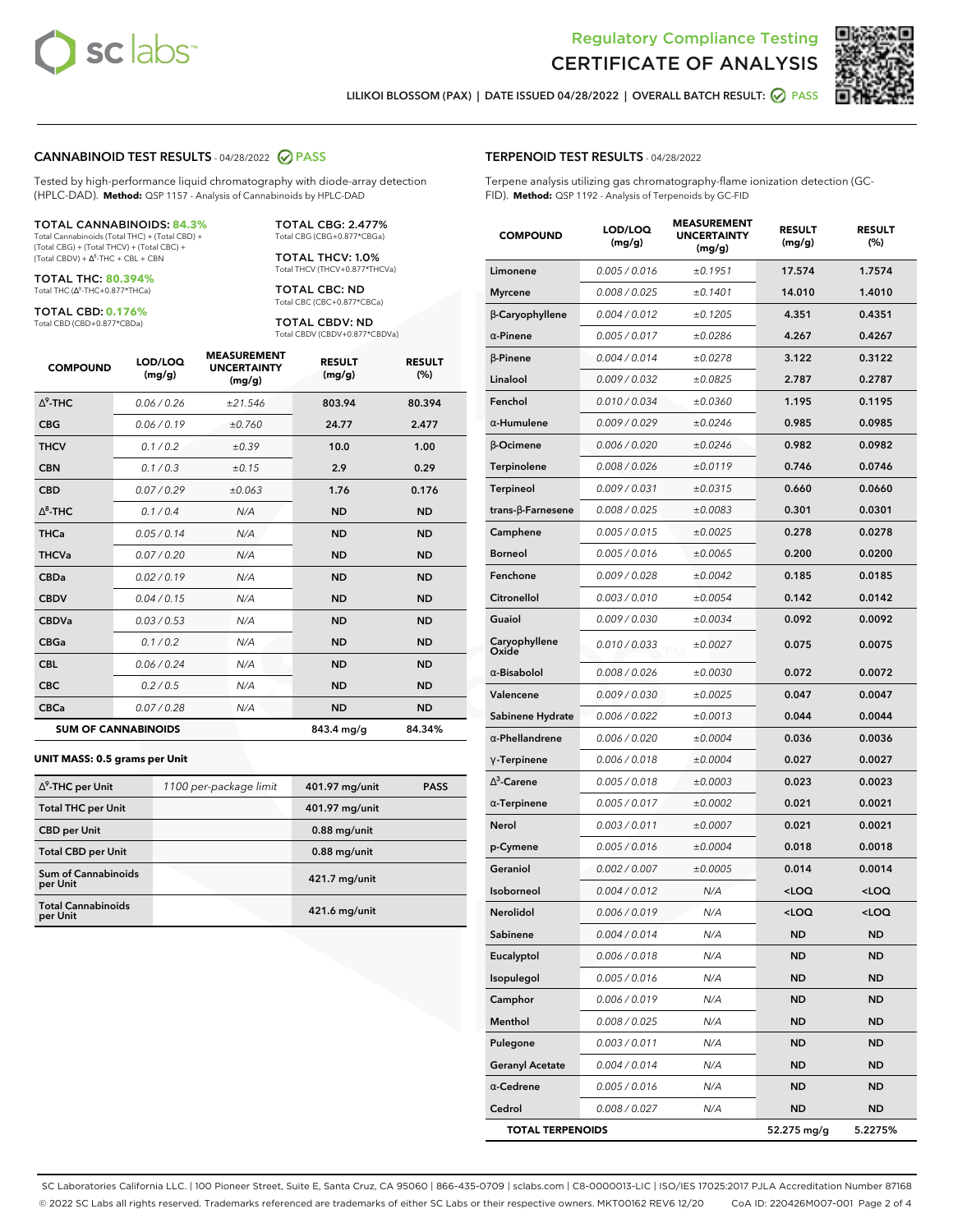# Regulatory Compliance Testing
# CERTIFICATE OF ANALYSIS

LILIKOI BLOSSOM (PAX) | DATE ISSUED 04/28/2022 | OVERALL BATCH RESULT: PASS

## CANNABINOID TEST RESULTS - 04/28/2022 PASS

Tested by high-performance liquid chromatography with diode-array detection (HPLC-DAD). **Method:** QSP 1157 - Analysis of Cannabinoids by HPLC-DAD

**TOTAL CANNABINOIDS: 84.3%**
Total Cannabinoids (Total THC) + (Total CBD) + (Total CBG) + (Total THCV) + (Total CBC) + (Total CBDV) + Δ8-THC + CBL + CBN

**TOTAL THC: 80.394%**
Total THC (Δ9-THC+0.877*THCa)

**TOTAL CBD: 0.176%**
Total CBD (CBD+0.877*CBDa)

**TOTAL CBG: 2.477%**
Total CBG (CBG+0.877*CBGa)

**TOTAL THCV: 1.0%**
Total THCV (THCV+0.877*THCVa)

**TOTAL CBC: ND**
Total CBC (CBC+0.877*CBCa)

**TOTAL CBDV: ND**
Total CBDV (CBDV+0.877*CBDVa)

| COMPOUND | LOD/LOQ (mg/g) | MEASUREMENT UNCERTAINTY (mg/g) | RESULT (mg/g) | RESULT (%) |
|---|---|---|---|---|
| Δ9-THC | 0.06 / 0.26 | ±21.546 | 803.94 | 80.394 |
| CBG | 0.06 / 0.19 | ±0.760 | 24.77 | 2.477 |
| THCV | 0.1 / 0.2 | ±0.39 | 10.0 | 1.00 |
| CBN | 0.1 / 0.3 | ±0.15 | 2.9 | 0.29 |
| CBD | 0.07 / 0.29 | ±0.063 | 1.76 | 0.176 |
| Δ8-THC | 0.1 / 0.4 | N/A | ND | ND |
| THCa | 0.05 / 0.14 | N/A | ND | ND |
| THCVa | 0.07 / 0.20 | N/A | ND | ND |
| CBDa | 0.02 / 0.19 | N/A | ND | ND |
| CBDV | 0.04 / 0.15 | N/A | ND | ND |
| CBDVa | 0.03 / 0.53 | N/A | ND | ND |
| CBGa | 0.1 / 0.2 | N/A | ND | ND |
| CBL | 0.06 / 0.24 | N/A | ND | ND |
| CBC | 0.2 / 0.5 | N/A | ND | ND |
| CBCa | 0.07 / 0.28 | N/A | ND | ND |
| **SUM OF CANNABINOIDS** | | | 843.4 mg/g | 84.34% |

**UNIT MASS: 0.5 grams per Unit**

| | | | |
|---|---|---|---|
| Δ9-THC per Unit | 1100 per-package limit | 401.97 mg/unit | PASS |
| Total THC per Unit | | 401.97 mg/unit | |
| CBD per Unit | | 0.88 mg/unit | |
| Total CBD per Unit | | 0.88 mg/unit | |
| Sum of Cannabinoids per Unit | | 421.7 mg/unit | |
| Total Cannabinoids per Unit | | 421.6 mg/unit | |

## TERPENOID TEST RESULTS - 04/28/2022

Terpene analysis utilizing gas chromatography-flame ionization detection (GC-FID). **Method:** QSP 1192 - Analysis of Terpenoids by GC-FID

| COMPOUND | LOD/LOQ (mg/g) | MEASUREMENT UNCERTAINTY (mg/g) | RESULT (mg/g) | RESULT (%) |
|---|---|---|---|---|
| Limonene | 0.005 / 0.016 | ±0.1951 | 17.574 | 1.7574 |
| Myrcene | 0.008 / 0.025 | ±0.1401 | 14.010 | 1.4010 |
| β-Caryophyllene | 0.004 / 0.012 | ±0.1205 | 4.351 | 0.4351 |
| α-Pinene | 0.005 / 0.017 | ±0.0286 | 4.267 | 0.4267 |
| β-Pinene | 0.004 / 0.014 | ±0.0278 | 3.122 | 0.3122 |
| Linalool | 0.009 / 0.032 | ±0.0825 | 2.787 | 0.2787 |
| Fenchol | 0.010 / 0.034 | ±0.0360 | 1.195 | 0.1195 |
| α-Humulene | 0.009 / 0.029 | ±0.0246 | 0.985 | 0.0985 |
| β-Ocimene | 0.006 / 0.020 | ±0.0246 | 0.982 | 0.0982 |
| Terpinolene | 0.008 / 0.026 | ±0.0119 | 0.746 | 0.0746 |
| Terpineol | 0.009 / 0.031 | ±0.0315 | 0.660 | 0.0660 |
| trans-β-Farnesene | 0.008 / 0.025 | ±0.0083 | 0.301 | 0.0301 |
| Camphene | 0.005 / 0.015 | ±0.0025 | 0.278 | 0.0278 |
| Borneol | 0.005 / 0.016 | ±0.0065 | 0.200 | 0.0200 |
| Fenchone | 0.009 / 0.028 | ±0.0042 | 0.185 | 0.0185 |
| Citronellol | 0.003 / 0.010 | ±0.0054 | 0.142 | 0.0142 |
| Guaiol | 0.009 / 0.030 | ±0.0034 | 0.092 | 0.0092 |
| Caryophyllene Oxide | 0.010 / 0.033 | ±0.0027 | 0.075 | 0.0075 |
| α-Bisabolol | 0.008 / 0.026 | ±0.0030 | 0.072 | 0.0072 |
| Valencene | 0.009 / 0.030 | ±0.0025 | 0.047 | 0.0047 |
| Sabinene Hydrate | 0.006 / 0.022 | ±0.0013 | 0.044 | 0.0044 |
| α-Phellandrene | 0.006 / 0.020 | ±0.0004 | 0.036 | 0.0036 |
| γ-Terpinene | 0.006 / 0.018 | ±0.0004 | 0.027 | 0.0027 |
| Δ3-Carene | 0.005 / 0.018 | ±0.0003 | 0.023 | 0.0023 |
| α-Terpinene | 0.005 / 0.017 | ±0.0002 | 0.021 | 0.0021 |
| Nerol | 0.003 / 0.011 | ±0.0007 | 0.021 | 0.0021 |
| p-Cymene | 0.005 / 0.016 | ±0.0004 | 0.018 | 0.0018 |
| Geraniol | 0.002 / 0.007 | ±0.0005 | 0.014 | 0.0014 |
| Isoborneol | 0.004 / 0.012 | N/A | <LOQ | <LOQ |
| Nerolidol | 0.006 / 0.019 | N/A | <LOQ | <LOQ |
| Sabinene | 0.004 / 0.014 | N/A | ND | ND |
| Eucalyptol | 0.006 / 0.018 | N/A | ND | ND |
| Isopulegol | 0.005 / 0.016 | N/A | ND | ND |
| Camphor | 0.006 / 0.019 | N/A | ND | ND |
| Menthol | 0.008 / 0.025 | N/A | ND | ND |
| Pulegone | 0.003 / 0.011 | N/A | ND | ND |
| Geranyl Acetate | 0.004 / 0.014 | N/A | ND | ND |
| α-Cedrene | 0.005 / 0.016 | N/A | ND | ND |
| Cedrol | 0.008 / 0.027 | N/A | ND | ND |
| **TOTAL TERPENOIDS** | | | 52.275 mg/g | 5.2275% |

SC Laboratories California LLC. | 100 Pioneer Street, Suite E, Santa Cruz, CA 95060 | 866-435-0709 | sclabs.com | C8-0000013-LIC | ISO/IES 17025:2017 PJLA Accreditation Number 87168
© 2022 SC Labs all rights reserved. Trademarks referenced are trademarks of either SC Labs or their respective owners. MKT00162 REV6 12/20 CoA ID: 220426M007-001